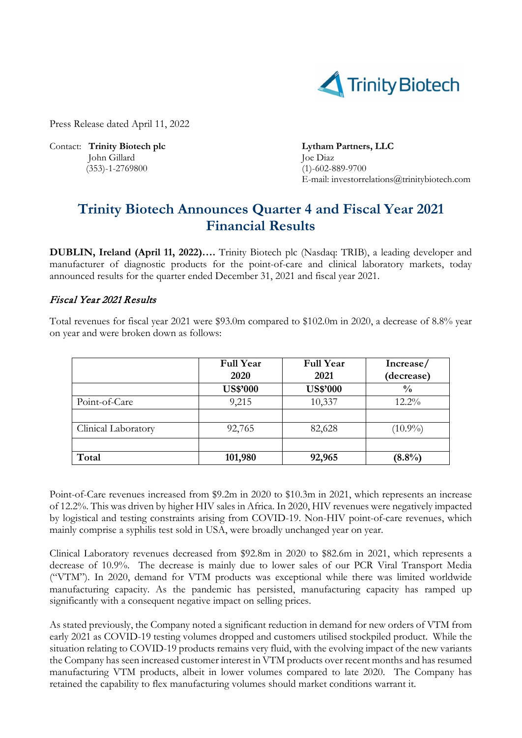Press Release dated April 11, 2022

Contact: **Trinity Biotech plc**
John Gillard
(353)-1-2769800

**Lytham Partners, LLC**
Joe Diaz
(1)-602-889-9700
E-mail: investorrelations@trinitybiotech.com

# Trinity Biotech Announces Quarter 4 and Fiscal Year 2021 Financial Results

**DUBLIN, Ireland (April 11, 2022)….** Trinity Biotech plc (Nasdaq: TRIB), a leading developer and manufacturer of diagnostic products for the point-of-care and clinical laboratory markets, today announced results for the quarter ended December 31, 2021 and fiscal year 2021.

## *Fiscal Year 2021 Results*

Total revenues for fiscal year 2021 were $93.0m compared to $102.0m in 2020, a decrease of 8.8% year on year and were broken down as follows:

| | Full Year 2020 | Full Year 2021 | Increase/ (decrease) |
|---|---|---|---|
| | US$'000 | US$'000 | % |
| Point-of-Care | 9,215 | 10,337 | 12.2% |
| | | | |
| Clinical Laboratory | 92,765 | 82,628 | (10.9%) |
| | | | |
| **Total** | **101,980** | **92,965** | **(8.8%)** |

Point-of-Care revenues increased from $9.2m in 2020 to $10.3m in 2021, which represents an increase of 12.2%. This was driven by higher HIV sales in Africa. In 2020, HIV revenues were negatively impacted by logistical and testing constraints arising from COVID-19. Non-HIV point-of-care revenues, which mainly comprise a syphilis test sold in USA, were broadly unchanged year on year.

Clinical Laboratory revenues decreased from $92.8m in 2020 to $82.6m in 2021, which represents a decrease of 10.9%. The decrease is mainly due to lower sales of our PCR Viral Transport Media ("VTM"). In 2020, demand for VTM products was exceptional while there was limited worldwide manufacturing capacity. As the pandemic has persisted, manufacturing capacity has ramped up significantly with a consequent negative impact on selling prices.

As stated previously, the Company noted a significant reduction in demand for new orders of VTM from early 2021 as COVID-19 testing volumes dropped and customers utilised stockpiled product. While the situation relating to COVID-19 products remains very fluid, with the evolving impact of the new variants the Company has seen increased customer interest in VTM products over recent months and has resumed manufacturing VTM products, albeit in lower volumes compared to late 2020. The Company has retained the capability to flex manufacturing volumes should market conditions warrant it.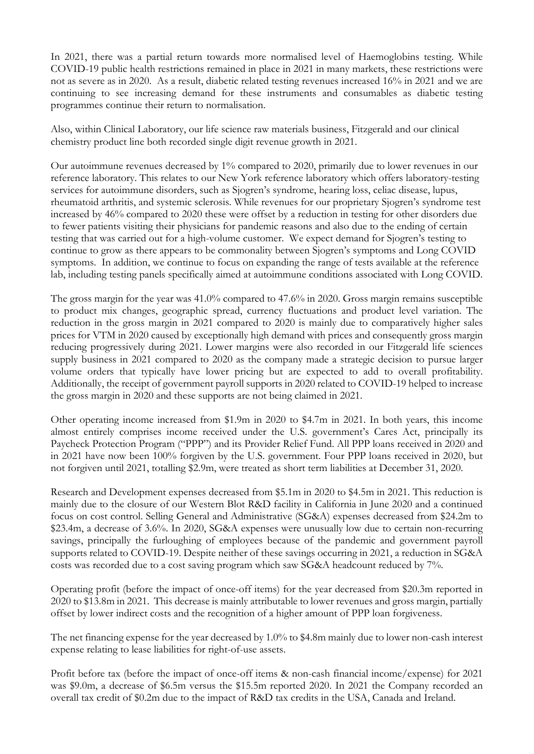In 2021, there was a partial return towards more normalised level of Haemoglobins testing. While COVID-19 public health restrictions remained in place in 2021 in many markets, these restrictions were not as severe as in 2020. As a result, diabetic related testing revenues increased 16% in 2021 and we are continuing to see increasing demand for these instruments and consumables as diabetic testing programmes continue their return to normalisation.

Also, within Clinical Laboratory, our life science raw materials business, Fitzgerald and our clinical chemistry product line both recorded single digit revenue growth in 2021.

Our autoimmune revenues decreased by 1% compared to 2020, primarily due to lower revenues in our reference laboratory. This relates to our New York reference laboratory which offers laboratory-testing services for autoimmune disorders, such as Sjogren's syndrome, hearing loss, celiac disease, lupus, rheumatoid arthritis, and systemic sclerosis. While revenues for our proprietary Sjogren's syndrome test increased by 46% compared to 2020 these were offset by a reduction in testing for other disorders due to fewer patients visiting their physicians for pandemic reasons and also due to the ending of certain testing that was carried out for a high-volume customer. We expect demand for Sjogren's testing to continue to grow as there appears to be commonality between Sjogren's symptoms and Long COVID symptoms. In addition, we continue to focus on expanding the range of tests available at the reference lab, including testing panels specifically aimed at autoimmune conditions associated with Long COVID.

The gross margin for the year was 41.0% compared to 47.6% in 2020. Gross margin remains susceptible to product mix changes, geographic spread, currency fluctuations and product level variation. The reduction in the gross margin in 2021 compared to 2020 is mainly due to comparatively higher sales prices for VTM in 2020 caused by exceptionally high demand with prices and consequently gross margin reducing progressively during 2021. Lower margins were also recorded in our Fitzgerald life sciences supply business in 2021 compared to 2020 as the company made a strategic decision to pursue larger volume orders that typically have lower pricing but are expected to add to overall profitability. Additionally, the receipt of government payroll supports in 2020 related to COVID-19 helped to increase the gross margin in 2020 and these supports are not being claimed in 2021.

Other operating income increased from $1.9m in 2020 to $4.7m in 2021. In both years, this income almost entirely comprises income received under the U.S. government's Cares Act, principally its Paycheck Protection Program ("PPP") and its Provider Relief Fund. All PPP loans received in 2020 and in 2021 have now been 100% forgiven by the U.S. government. Four PPP loans received in 2020, but not forgiven until 2021, totalling $2.9m, were treated as short term liabilities at December 31, 2020.

Research and Development expenses decreased from $5.1m in 2020 to $4.5m in 2021. This reduction is mainly due to the closure of our Western Blot R&D facility in California in June 2020 and a continued focus on cost control. Selling General and Administrative (SG&A) expenses decreased from $24.2m to $23.4m, a decrease of 3.6%. In 2020, SG&A expenses were unusually low due to certain non-recurring savings, principally the furloughing of employees because of the pandemic and government payroll supports related to COVID-19. Despite neither of these savings occurring in 2021, a reduction in SG&A costs was recorded due to a cost saving program which saw SG&A headcount reduced by 7%.

Operating profit (before the impact of once-off items) for the year decreased from $20.3m reported in 2020 to $13.8m in 2021. This decrease is mainly attributable to lower revenues and gross margin, partially offset by lower indirect costs and the recognition of a higher amount of PPP loan forgiveness.

The net financing expense for the year decreased by 1.0% to $4.8m mainly due to lower non-cash interest expense relating to lease liabilities for right-of-use assets.

Profit before tax (before the impact of once-off items & non-cash financial income/expense) for 2021 was $9.0m, a decrease of $6.5m versus the $15.5m reported 2020. In 2021 the Company recorded an overall tax credit of $0.2m due to the impact of R&D tax credits in the USA, Canada and Ireland.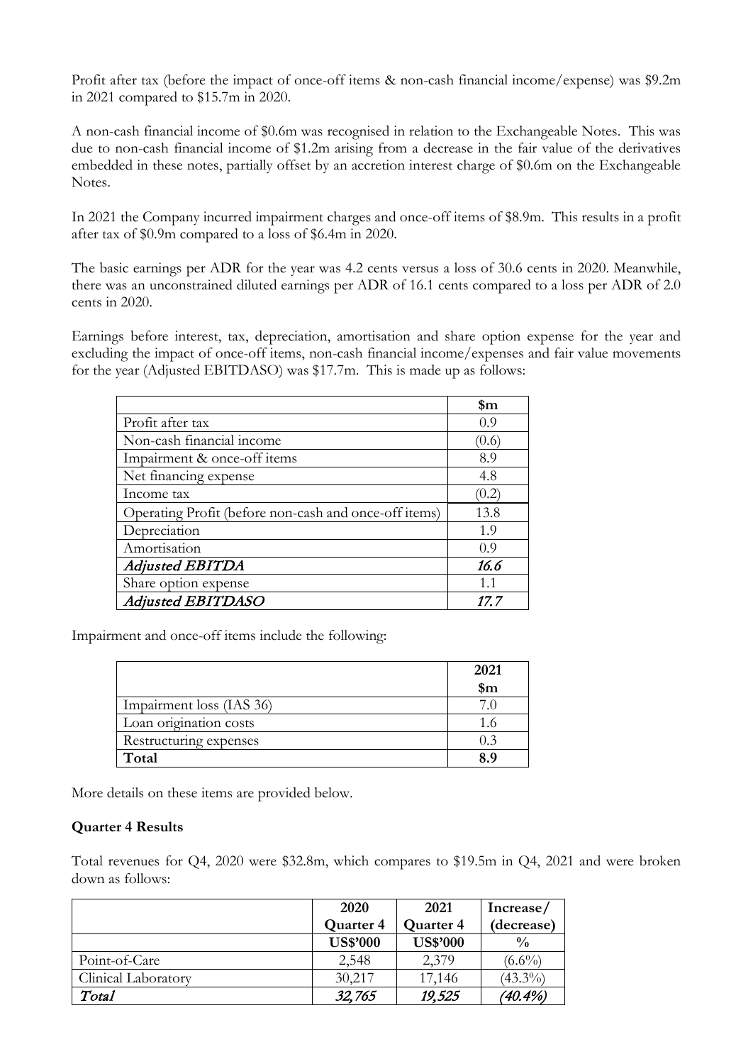Profit after tax (before the impact of once-off items & non-cash financial income/expense) was \$9.2m in 2021 compared to \$15.7m in 2020.

A non-cash financial income of \$0.6m was recognised in relation to the Exchangeable Notes. This was due to non-cash financial income of \$1.2m arising from a decrease in the fair value of the derivatives embedded in these notes, partially offset by an accretion interest charge of \$0.6m on the Exchangeable Notes.

In 2021 the Company incurred impairment charges and once-off items of \$8.9m. This results in a profit after tax of \$0.9m compared to a loss of \$6.4m in 2020.

The basic earnings per ADR for the year was 4.2 cents versus a loss of 30.6 cents in 2020. Meanwhile, there was an unconstrained diluted earnings per ADR of 16.1 cents compared to a loss per ADR of 2.0 cents in 2020.

Earnings before interest, tax, depreciation, amortisation and share option expense for the year and excluding the impact of once-off items, non-cash financial income/expenses and fair value movements for the year (Adjusted EBITDASO) was \$17.7m. This is made up as follows:

| | \$m |
|---|---|
| Profit after tax | 0.9 |
| Non-cash financial income | (0.6) |
| Impairment & once-off items | 8.9 |
| Net financing expense | 4.8 |
| Income tax | (0.2) |
| Operating Profit (before non-cash and once-off items) | 13.8 |
| Depreciation | 1.9 |
| Amortisation | 0.9 |
| *Adjusted EBITDA* | *16.6* |
| Share option expense | 1.1 |
| *Adjusted EBITDASO* | *17.7* |

Impairment and once-off items include the following:

| | 2021 \$m |
|---|---|
| Impairment loss (IAS 36) | 7.0 |
| Loan origination costs | 1.6 |
| Restructuring expenses | 0.3 |
| **Total** | **8.9** |

More details on these items are provided below.

**Quarter 4 Results**

Total revenues for Q4, 2020 were \$32.8m, which compares to \$19.5m in Q4, 2021 and were broken down as follows:

| | 2020 Quarter 4 | 2021 Quarter 4 | Increase/ (decrease) |
|---|---|---|---|
| | US\$'000 | US\$'000 | % |
| Point-of-Care | 2,548 | 2,379 | (6.6%) |
| Clinical Laboratory | 30,217 | 17,146 | (43.3%) |
| *Total* | *32,765* | *19,525* | *(40.4%)* |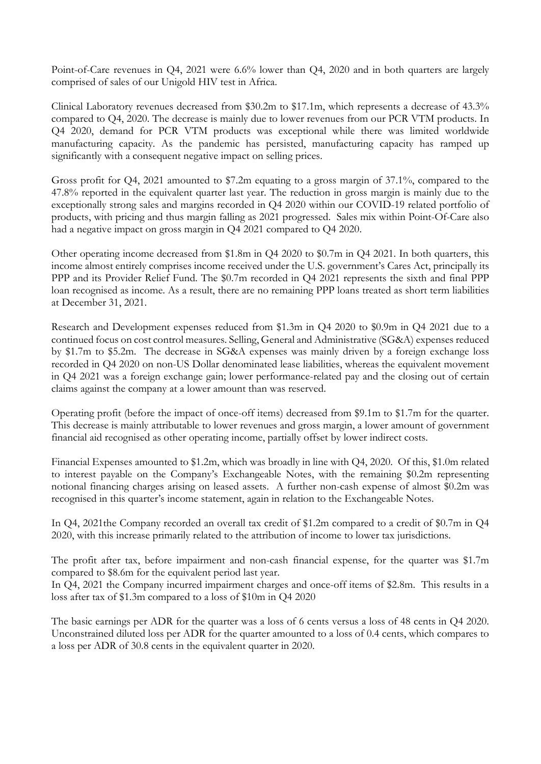Point-of-Care revenues in Q4, 2021 were 6.6% lower than Q4, 2020 and in both quarters are largely comprised of sales of our Unigold HIV test in Africa.

Clinical Laboratory revenues decreased from $30.2m to $17.1m, which represents a decrease of 43.3% compared to Q4, 2020. The decrease is mainly due to lower revenues from our PCR VTM products. In Q4 2020, demand for PCR VTM products was exceptional while there was limited worldwide manufacturing capacity. As the pandemic has persisted, manufacturing capacity has ramped up significantly with a consequent negative impact on selling prices.

Gross profit for Q4, 2021 amounted to $7.2m equating to a gross margin of 37.1%, compared to the 47.8% reported in the equivalent quarter last year. The reduction in gross margin is mainly due to the exceptionally strong sales and margins recorded in Q4 2020 within our COVID-19 related portfolio of products, with pricing and thus margin falling as 2021 progressed. Sales mix within Point-Of-Care also had a negative impact on gross margin in Q4 2021 compared to Q4 2020.

Other operating income decreased from $1.8m in Q4 2020 to $0.7m in Q4 2021. In both quarters, this income almost entirely comprises income received under the U.S. government's Cares Act, principally its PPP and its Provider Relief Fund. The $0.7m recorded in Q4 2021 represents the sixth and final PPP loan recognised as income. As a result, there are no remaining PPP loans treated as short term liabilities at December 31, 2021.

Research and Development expenses reduced from $1.3m in Q4 2020 to $0.9m in Q4 2021 due to a continued focus on cost control measures. Selling, General and Administrative (SG&A) expenses reduced by $1.7m to $5.2m. The decrease in SG&A expenses was mainly driven by a foreign exchange loss recorded in Q4 2020 on non-US Dollar denominated lease liabilities, whereas the equivalent movement in Q4 2021 was a foreign exchange gain; lower performance-related pay and the closing out of certain claims against the company at a lower amount than was reserved.

Operating profit (before the impact of once-off items) decreased from $9.1m to $1.7m for the quarter. This decrease is mainly attributable to lower revenues and gross margin, a lower amount of government financial aid recognised as other operating income, partially offset by lower indirect costs.

Financial Expenses amounted to $1.2m, which was broadly in line with Q4, 2020. Of this, $1.0m related to interest payable on the Company's Exchangeable Notes, with the remaining $0.2m representing notional financing charges arising on leased assets. A further non-cash expense of almost $0.2m was recognised in this quarter's income statement, again in relation to the Exchangeable Notes.

In Q4, 2021the Company recorded an overall tax credit of $1.2m compared to a credit of $0.7m in Q4 2020, with this increase primarily related to the attribution of income to lower tax jurisdictions.

The profit after tax, before impairment and non-cash financial expense, for the quarter was $1.7m compared to $8.6m for the equivalent period last year.
In Q4, 2021 the Company incurred impairment charges and once-off items of $2.8m. This results in a loss after tax of $1.3m compared to a loss of $10m in Q4 2020

The basic earnings per ADR for the quarter was a loss of 6 cents versus a loss of 48 cents in Q4 2020. Unconstrained diluted loss per ADR for the quarter amounted to a loss of 0.4 cents, which compares to a loss per ADR of 30.8 cents in the equivalent quarter in 2020.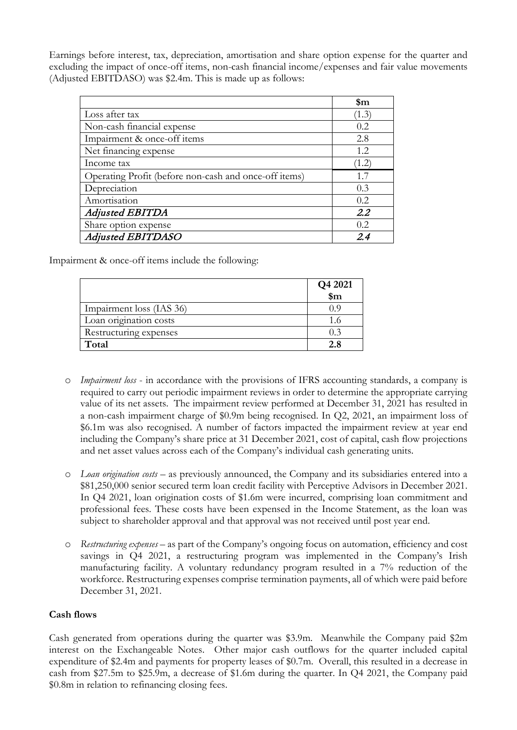Earnings before interest, tax, depreciation, amortisation and share option expense for the quarter and excluding the impact of once-off items, non-cash financial income/expenses and fair value movements (Adjusted EBITDASO) was $2.4m. This is made up as follows:

| | $m |
|---|---|
| Loss after tax | (1.3) |
| Non-cash financial expense | 0.2 |
| Impairment & once-off items | 2.8 |
| Net financing expense | 1.2 |
| Income tax | (1.2) |
| Operating Profit (before non-cash and once-off items) | 1.7 |
| Depreciation | 0.3 |
| Amortisation | 0.2 |
| ***Adjusted EBITDA*** | ***2.2*** |
| Share option expense | 0.2 |
| ***Adjusted EBITDASO*** | ***2.4*** |

Impairment & once-off items include the following:

| | Q4 2021 $m |
|---|---|
| Impairment loss (IAS 36) | 0.9 |
| Loan origination costs | 1.6 |
| Restructuring expenses | 0.3 |
| **Total** | **2.8** |

- *Impairment loss* - in accordance with the provisions of IFRS accounting standards, a company is required to carry out periodic impairment reviews in order to determine the appropriate carrying value of its net assets. The impairment review performed at December 31, 2021 has resulted in a non-cash impairment charge of $0.9m being recognised. In Q2, 2021, an impairment loss of $6.1m was also recognised. A number of factors impacted the impairment review at year end including the Company's share price at 31 December 2021, cost of capital, cash flow projections and net asset values across each of the Company's individual cash generating units.

- *Loan origination costs* – as previously announced, the Company and its subsidiaries entered into a $81,250,000 senior secured term loan credit facility with Perceptive Advisors in December 2021. In Q4 2021, loan origination costs of $1.6m were incurred, comprising loan commitment and professional fees. These costs have been expensed in the Income Statement, as the loan was subject to shareholder approval and that approval was not received until post year end.

- *Restructuring expenses* – as part of the Company's ongoing focus on automation, efficiency and cost savings in Q4 2021, a restructuring program was implemented in the Company's Irish manufacturing facility. A voluntary redundancy program resulted in a 7% reduction of the workforce. Restructuring expenses comprise termination payments, all of which were paid before December 31, 2021.

**Cash flows**

Cash generated from operations during the quarter was $3.9m. Meanwhile the Company paid $2m interest on the Exchangeable Notes. Other major cash outflows for the quarter included capital expenditure of $2.4m and payments for property leases of $0.7m. Overall, this resulted in a decrease in cash from $27.5m to $25.9m, a decrease of $1.6m during the quarter. In Q4 2021, the Company paid $0.8m in relation to refinancing closing fees.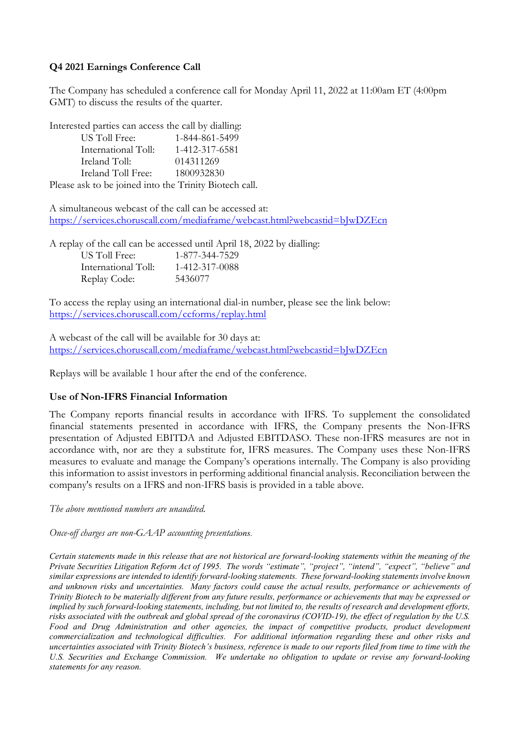## Q4 2021 Earnings Conference Call

The Company has scheduled a conference call for Monday April 11, 2022 at 11:00am ET (4:00pm GMT) to discuss the results of the quarter.

Interested parties can access the call by dialling:

| | |
|---|---|
| US Toll Free: | 1-844-861-5499 |
| International Toll: | 1-412-317-6581 |
| Ireland Toll: | 014311269 |
| Ireland Toll Free: | 1800932830 |

Please ask to be joined into the Trinity Biotech call.

A simultaneous webcast of the call can be accessed at:
https://services.choruscall.com/mediaframe/webcast.html?webcastid=bJwDZEcn

A replay of the call can be accessed until April 18, 2022 by dialling:

| | |
|---|---|
| US Toll Free: | 1-877-344-7529 |
| International Toll: | 1-412-317-0088 |
| Replay Code: | 5436077 |

To access the replay using an international dial-in number, please see the link below:
https://services.choruscall.com/ccforms/replay.html

A webcast of the call will be available for 30 days at:
https://services.choruscall.com/mediaframe/webcast.html?webcastid=bJwDZEcn

Replays will be available 1 hour after the end of the conference.

## Use of Non-IFRS Financial Information

The Company reports financial results in accordance with IFRS. To supplement the consolidated financial statements presented in accordance with IFRS, the Company presents the Non-IFRS presentation of Adjusted EBITDA and Adjusted EBITDASO. These non-IFRS measures are not in accordance with, nor are they a substitute for, IFRS measures. The Company uses these Non-IFRS measures to evaluate and manage the Company's operations internally. The Company is also providing this information to assist investors in performing additional financial analysis. Reconciliation between the company's results on a IFRS and non-IFRS basis is provided in a table above.

*The above mentioned numbers are unaudited.*

*Once-off charges are non-GAAP accounting presentations.*

*Certain statements made in this release that are not historical are forward-looking statements within the meaning of the Private Securities Litigation Reform Act of 1995. The words "estimate", "project", "intend", "expect", "believe" and similar expressions are intended to identify forward-looking statements. These forward-looking statements involve known and unknown risks and uncertainties. Many factors could cause the actual results, performance or achievements of Trinity Biotech to be materially different from any future results, performance or achievements that may be expressed or implied by such forward-looking statements, including, but not limited to, the results of research and development efforts, risks associated with the outbreak and global spread of the coronavirus (COVID-19), the effect of regulation by the U.S. Food and Drug Administration and other agencies, the impact of competitive products, product development commercialization and technological difficulties. For additional information regarding these and other risks and uncertainties associated with Trinity Biotech's business, reference is made to our reports filed from time to time with the U.S. Securities and Exchange Commission. We undertake no obligation to update or revise any forward-looking statements for any reason.*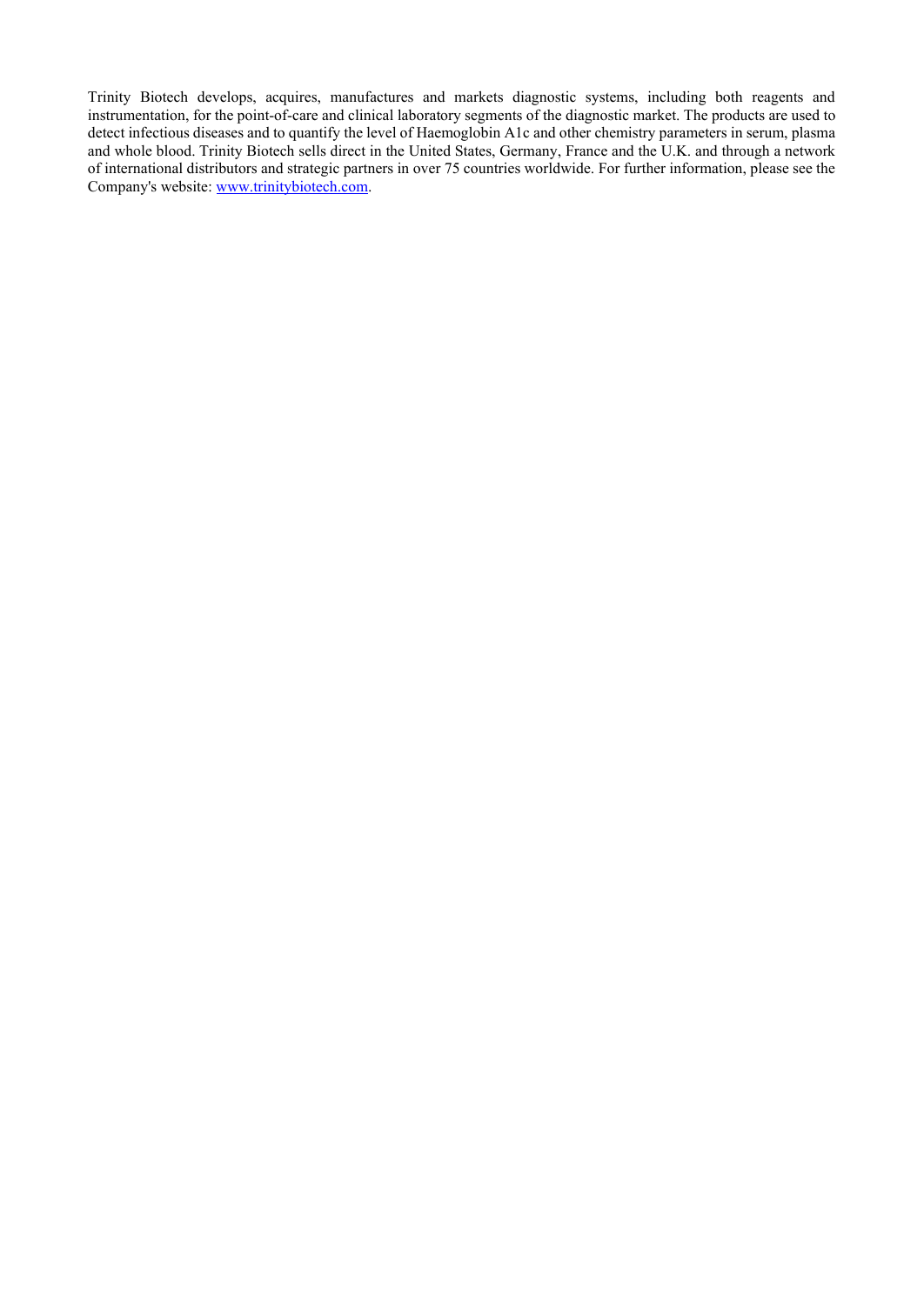Trinity Biotech develops, acquires, manufactures and markets diagnostic systems, including both reagents and instrumentation, for the point-of-care and clinical laboratory segments of the diagnostic market. The products are used to detect infectious diseases and to quantify the level of Haemoglobin A1c and other chemistry parameters in serum, plasma and whole blood. Trinity Biotech sells direct in the United States, Germany, France and the U.K. and through a network of international distributors and strategic partners in over 75 countries worldwide. For further information, please see the Company's website: [www.trinitybiotech.com](http://www.trinitybiotech.com).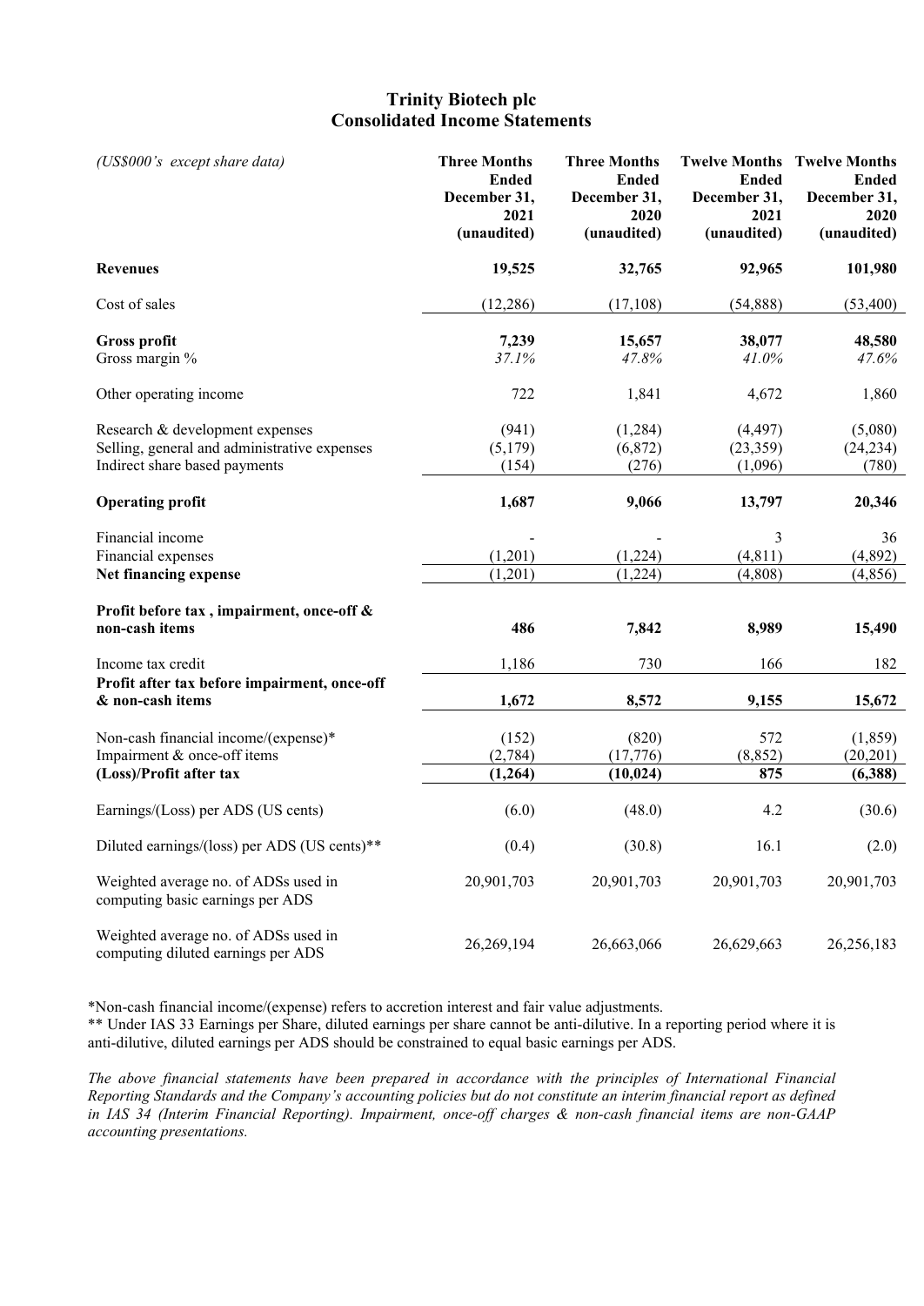# Trinity Biotech plc
## Consolidated Income Statements

| *(US$000's except share data)* | **Three Months Ended December 31, 2021 (unaudited)** | **Three Months Ended December 31, 2020 (unaudited)** | **Twelve Months Ended December 31, 2021 (unaudited)** | **Twelve Months Ended December 31, 2020 (unaudited)** |
|---|---|---|---|---|
| **Revenues** | **19,525** | **32,765** | **92,965** | **101,980** |
| Cost of sales | (12,286) | (17,108) | (54,888) | (53,400) |
| **Gross profit** | **7,239** | **15,657** | **38,077** | **48,580** |
| Gross margin % | *37.1%* | *47.8%* | *41.0%* | *47.6%* |
| Other operating income | 722 | 1,841 | 4,672 | 1,860 |
| Research & development expenses | (941) | (1,284) | (4,497) | (5,080) |
| Selling, general and administrative expenses | (5,179) | (6,872) | (23,359) | (24,234) |
| Indirect share based payments | (154) | (276) | (1,096) | (780) |
| **Operating profit** | **1,687** | **9,066** | **13,797** | **20,346** |
| Financial income | - | - | 3 | 36 |
| Financial expenses | (1,201) | (1,224) | (4,811) | (4,892) |
| **Net financing expense** | (1,201) | (1,224) | (4,808) | (4,856) |
| **Profit before tax , impairment, once-off & non-cash items** | **486** | **7,842** | **8,989** | **15,490** |
| Income tax credit | 1,186 | 730 | 166 | 182 |
| **Profit after tax before impairment, once-off & non-cash items** | **1,672** | **8,572** | **9,155** | **15,672** |
| Non-cash financial income/(expense)* | (152) | (820) | 572 | (1,859) |
| Impairment & once-off items | (2,784) | (17,776) | (8,852) | (20,201) |
| **(Loss)/Profit after tax** | **(1,264)** | **(10,024)** | **875** | **(6,388)** |
| Earnings/(Loss) per ADS (US cents) | (6.0) | (48.0) | 4.2 | (30.6) |
| Diluted earnings/(loss) per ADS (US cents)** | (0.4) | (30.8) | 16.1 | (2.0) |
| Weighted average no. of ADSs used in computing basic earnings per ADS | 20,901,703 | 20,901,703 | 20,901,703 | 20,901,703 |
| Weighted average no. of ADSs used in computing diluted earnings per ADS | 26,269,194 | 26,663,066 | 26,629,663 | 26,256,183 |

*Non-cash financial income/(expense) refers to accretion interest and fair value adjustments.

** Under IAS 33 Earnings per Share, diluted earnings per share cannot be anti-dilutive. In a reporting period where it is anti-dilutive, diluted earnings per ADS should be constrained to equal basic earnings per ADS.

*The above financial statements have been prepared in accordance with the principles of International Financial Reporting Standards and the Company's accounting policies but do not constitute an interim financial report as defined in IAS 34 (Interim Financial Reporting). Impairment, once-off charges & non-cash financial items are non-GAAP accounting presentations.*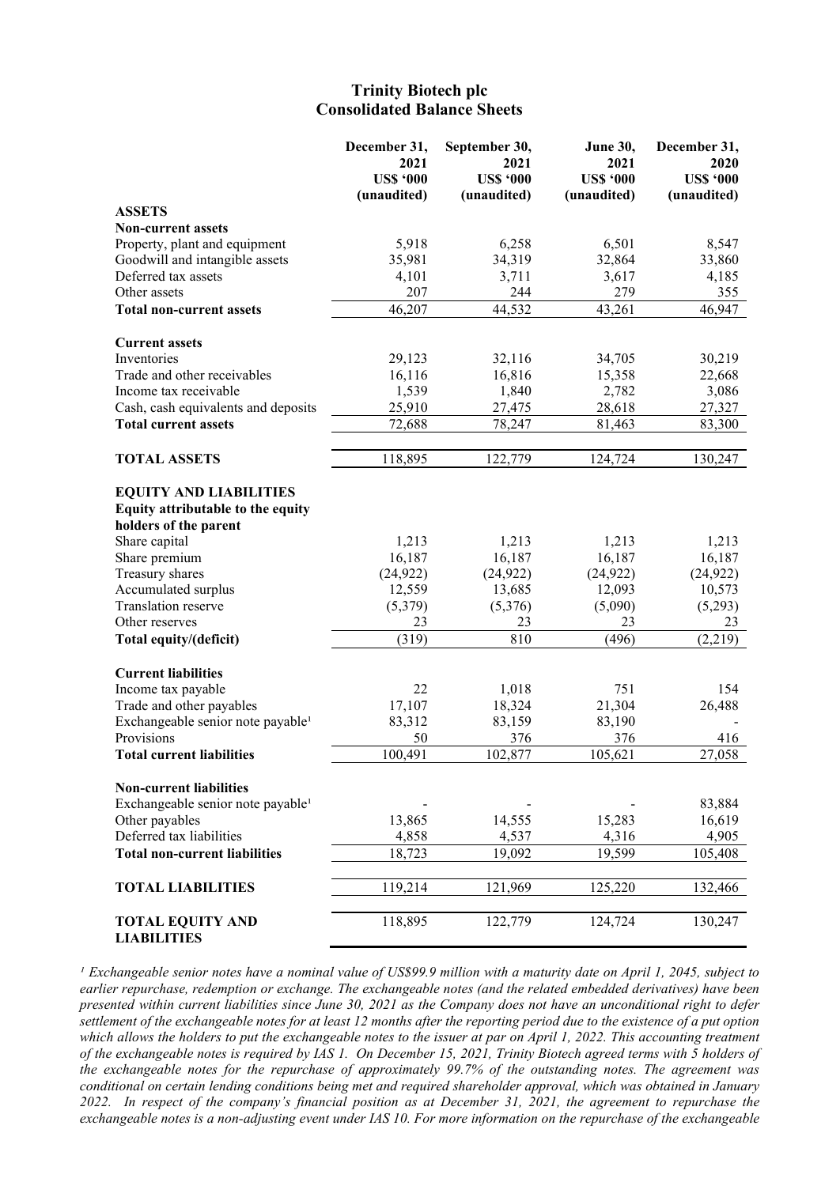# Trinity Biotech plc
## Consolidated Balance Sheets

| | December 31, 2021 US$ '000 (unaudited) | September 30, 2021 US$ '000 (unaudited) | June 30, 2021 US$ '000 (unaudited) | December 31, 2020 US$ '000 (unaudited) |
|---|---|---|---|---|
| **ASSETS** | | | | |
| **Non-current assets** | | | | |
| Property, plant and equipment | 5,918 | 6,258 | 6,501 | 8,547 |
| Goodwill and intangible assets | 35,981 | 34,319 | 32,864 | 33,860 |
| Deferred tax assets | 4,101 | 3,711 | 3,617 | 4,185 |
| Other assets | 207 | 244 | 279 | 355 |
| **Total non-current assets** | 46,207 | 44,532 | 43,261 | 46,947 |
| | | | | |
| **Current assets** | | | | |
| Inventories | 29,123 | 32,116 | 34,705 | 30,219 |
| Trade and other receivables | 16,116 | 16,816 | 15,358 | 22,668 |
| Income tax receivable | 1,539 | 1,840 | 2,782 | 3,086 |
| Cash, cash equivalents and deposits | 25,910 | 27,475 | 28,618 | 27,327 |
| **Total current assets** | 72,688 | 78,247 | 81,463 | 83,300 |
| | | | | |
| **TOTAL ASSETS** | 118,895 | 122,779 | 124,724 | 130,247 |
| | | | | |
| **EQUITY AND LIABILITIES** | | | | |
| **Equity attributable to the equity holders of the parent** | | | | |
| Share capital | 1,213 | 1,213 | 1,213 | 1,213 |
| Share premium | 16,187 | 16,187 | 16,187 | 16,187 |
| Treasury shares | (24,922) | (24,922) | (24,922) | (24,922) |
| Accumulated surplus | 12,559 | 13,685 | 12,093 | 10,573 |
| Translation reserve | (5,379) | (5,376) | (5,090) | (5,293) |
| Other reserves | 23 | 23 | 23 | 23 |
| **Total equity/(deficit)** | (319) | 810 | (496) | (2,219) |
| | | | | |
| **Current liabilities** | | | | |
| Income tax payable | 22 | 1,018 | 751 | 154 |
| Trade and other payables | 17,107 | 18,324 | 21,304 | 26,488 |
| Exchangeable senior note payable[1] | 83,312 | 83,159 | 83,190 | - |
| Provisions | 50 | 376 | 376 | 416 |
| **Total current liabilities** | 100,491 | 102,877 | 105,621 | 27,058 |
| | | | | |
| **Non-current liabilities** | | | | |
| Exchangeable senior note payable[1] | - | - | - | 83,884 |
| Other payables | 13,865 | 14,555 | 15,283 | 16,619 |
| Deferred tax liabilities | 4,858 | 4,537 | 4,316 | 4,905 |
| **Total non-current liabilities** | 18,723 | 19,092 | 19,599 | 105,408 |
| | | | | |
| **TOTAL LIABILITIES** | 119,214 | 121,969 | 125,220 | 132,466 |
| | | | | |
| **TOTAL EQUITY AND LIABILITIES** | 118,895 | 122,779 | 124,724 | 130,247 |

*[1] Exchangeable senior notes have a nominal value of US$99.9 million with a maturity date on April 1, 2045, subject to earlier repurchase, redemption or exchange. The exchangeable notes (and the related embedded derivatives) have been presented within current liabilities since June 30, 2021 as the Company does not have an unconditional right to defer settlement of the exchangeable notes for at least 12 months after the reporting period due to the existence of a put option which allows the holders to put the exchangeable notes to the issuer at par on April 1, 2022. This accounting treatment of the exchangeable notes is required by IAS 1. On December 15, 2021, Trinity Biotech agreed terms with 5 holders of the exchangeable notes for the repurchase of approximately 99.7% of the outstanding notes. The agreement was conditional on certain lending conditions being met and required shareholder approval, which was obtained in January 2022. In respect of the company's financial position as at December 31, 2021, the agreement to repurchase the exchangeable notes is a non-adjusting event under IAS 10. For more information on the repurchase of the exchangeable*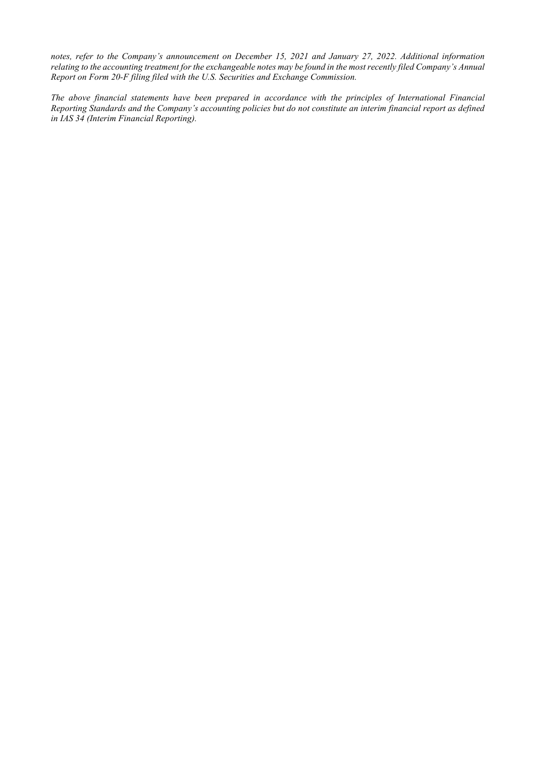*notes, refer to the Company's announcement on December 15, 2021 and January 27, 2022. Additional information relating to the accounting treatment for the exchangeable notes may be found in the most recently filed Company's Annual Report on Form 20-F filing filed with the U.S. Securities and Exchange Commission.*

*The above financial statements have been prepared in accordance with the principles of International Financial Reporting Standards and the Company's accounting policies but do not constitute an interim financial report as defined in IAS 34 (Interim Financial Reporting).*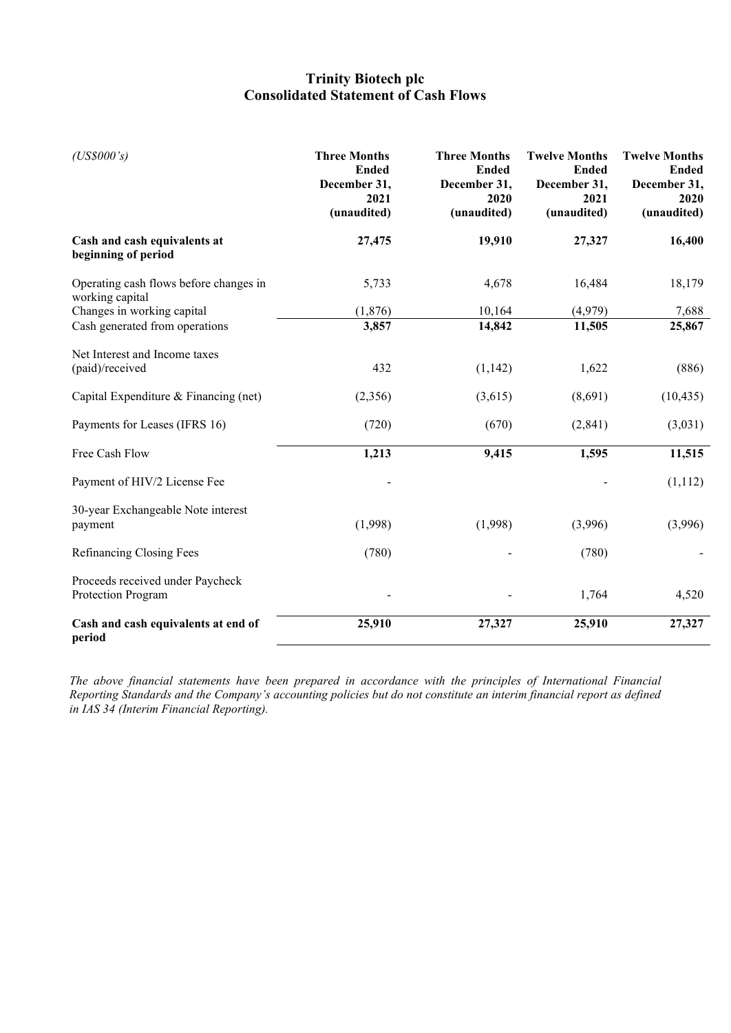# Trinity Biotech plc
## Consolidated Statement of Cash Flows

| *(US$000's)* | **Three Months Ended December 31, 2021 (unaudited)** | **Three Months Ended December 31, 2020 (unaudited)** | **Twelve Months Ended December 31, 2021 (unaudited)** | **Twelve Months Ended December 31, 2020 (unaudited)** |
|---|---|---|---|---|
| **Cash and cash equivalents at beginning of period** | **27,475** | **19,910** | **27,327** | **16,400** |
| Operating cash flows before changes in working capital | 5,733 | 4,678 | 16,484 | 18,179 |
| Changes in working capital | (1,876) | 10,164 | (4,979) | 7,688 |
| Cash generated from operations | **3,857** | **14,842** | **11,505** | **25,867** |
| Net Interest and Income taxes (paid)/received | 432 | (1,142) | 1,622 | (886) |
| Capital Expenditure & Financing (net) | (2,356) | (3,615) | (8,691) | (10,435) |
| Payments for Leases (IFRS 16) | (720) | (670) | (2,841) | (3,031) |
| Free Cash Flow | **1,213** | **9,415** | **1,595** | **11,515** |
| Payment of HIV/2 License Fee | - | | - | (1,112) |
| 30-year Exchangeable Note interest payment | (1,998) | (1,998) | (3,996) | (3,996) |
| Refinancing Closing Fees | (780) | - | (780) | - |
| Proceeds received under Paycheck Protection Program | - | - | 1,764 | 4,520 |
| **Cash and cash equivalents at end of period** | **25,910** | **27,327** | **25,910** | **27,327** |

*The above financial statements have been prepared in accordance with the principles of International Financial Reporting Standards and the Company's accounting policies but do not constitute an interim financial report as defined in IAS 34 (Interim Financial Reporting).*